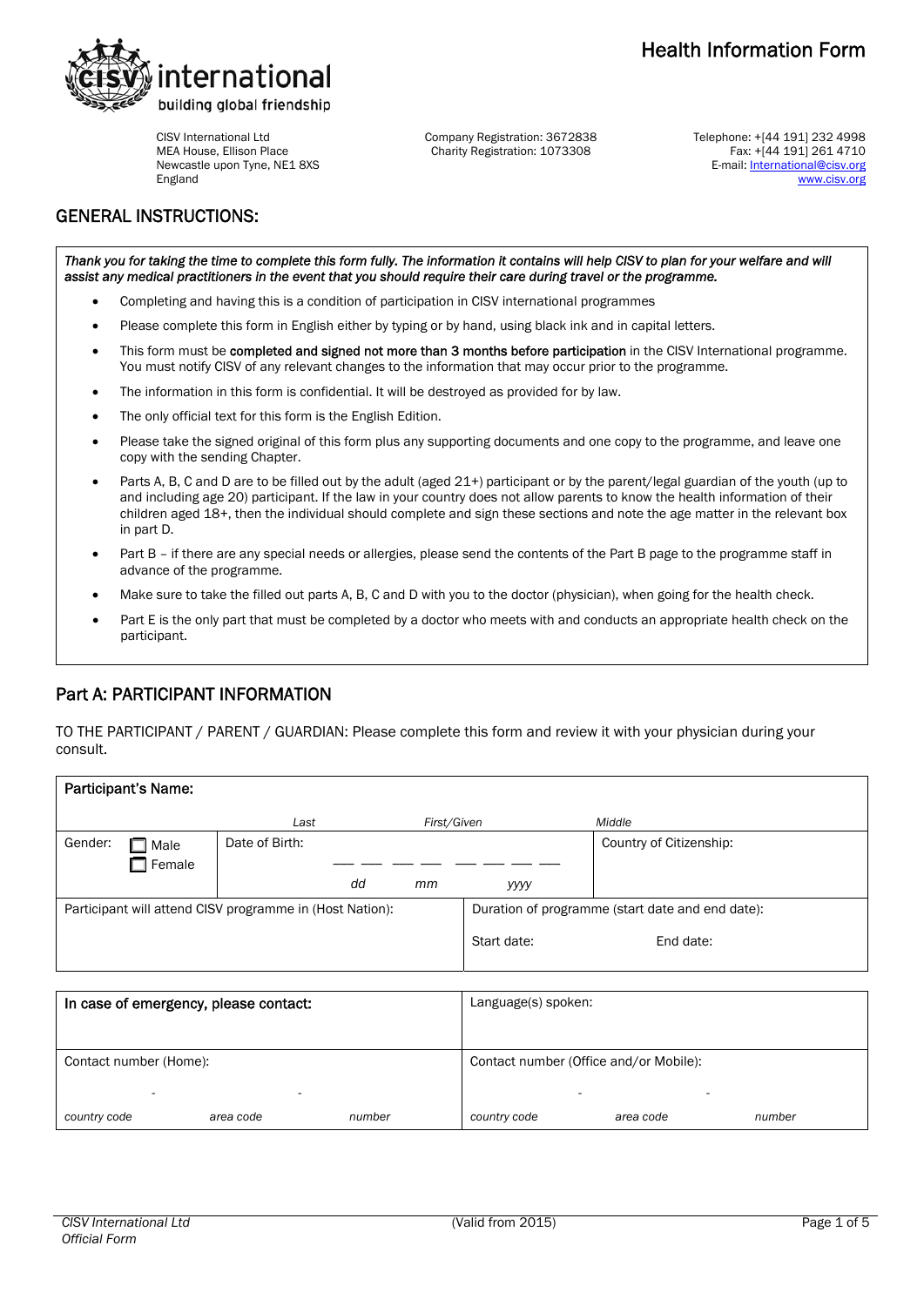# Health Information Form

CISV International Ltd
MEA House, Ellison Place
Newcastle upon Tyne, NE1 8XS
England

Company Registration: 3672838
Charity Registration: 1073308

Telephone: +[44 191] 232 4998
Fax: +[44 191] 261 4710
E-mail: International@cisv.org
www.cisv.org

## GENERAL INSTRUCTIONS:

***Thank you for taking the time to complete this form fully. The information it contains will help CISV to plan for your welfare and will assist any medical practitioners in the event that you should require their care during travel or the programme.***

- Completing and having this is a condition of participation in CISV international programmes
- Please complete this form in English either by typing or by hand, using black ink and in capital letters.
- This form must be **completed and signed not more than 3 months before participation** in the CISV International programme. You must notify CISV of any relevant changes to the information that may occur prior to the programme.
- The information in this form is confidential. It will be destroyed as provided for by law.
- The only official text for this form is the English Edition.
- Please take the signed original of this form plus any supporting documents and one copy to the programme, and leave one copy with the sending Chapter.
- Parts A, B, C and D are to be filled out by the adult (aged 21+) participant or by the parent/legal guardian of the youth (up to and including age 20) participant. If the law in your country does not allow parents to know the health information of their children aged 18+, then the individual should complete and sign these sections and note the age matter in the relevant box in part D.
- Part B – if there are any special needs or allergies, please send the contents of the Part B page to the programme staff in advance of the programme.
- Make sure to take the filled out parts A, B, C and D with you to the doctor (physician), when going for the health check.
- Part E is the only part that must be completed by a doctor who meets with and conducts an appropriate health check on the participant.

## Part A: PARTICIPANT INFORMATION

TO THE PARTICIPANT / PARENT / GUARDIAN: Please complete this form and review it with your physician during your consult.

| **Participant's Name:** | | |
|---|---|---|
| *Last* | *First/Given* | *Middle* |
| Gender: ☐ Male ☐ Female | Date of Birth: __ __ / __ __ / __ __ __ __ (*dd* *mm* *yyyy*) | Country of Citizenship: |

| Participant will attend CISV programme in (Host Nation): | Duration of programme (start date and end date): Start date: End date: |
|---|---|

| **In case of emergency, please contact:** | Language(s) spoken: |
|---|---|
| Contact number (Home): - - (*country code* *area code* *number*) | Contact number (Office and/or Mobile): - - (*country code* *area code* *number*) |

*CISV International Ltd*
*Official Form*

(Valid from 2015)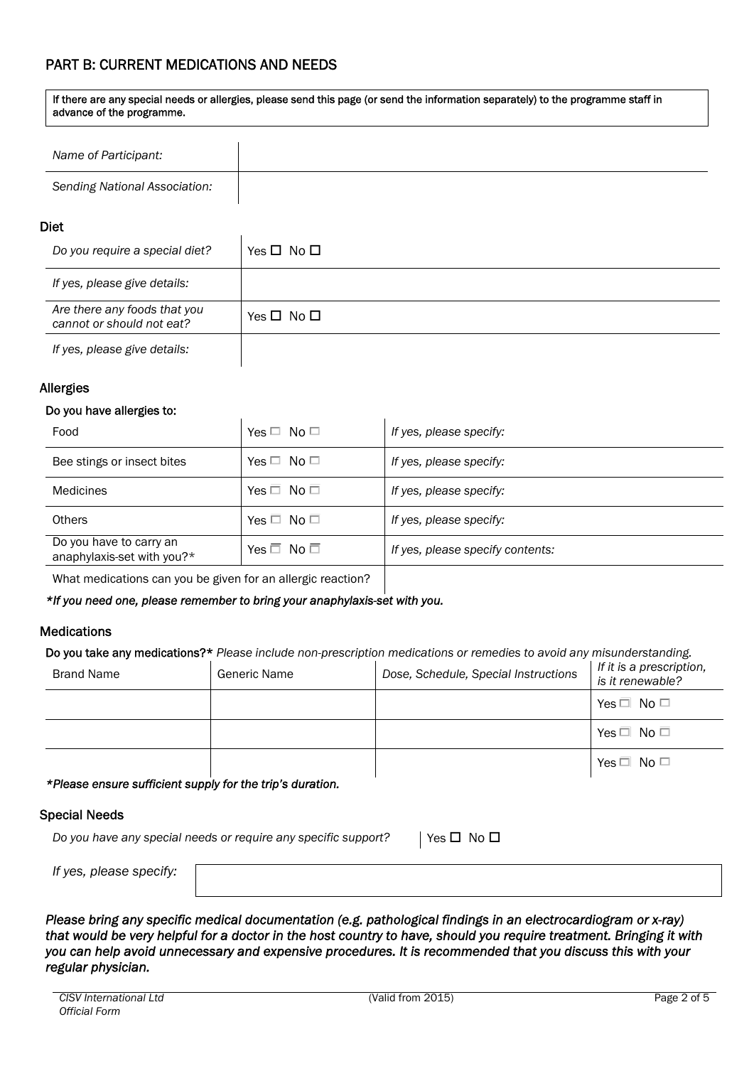## PART B: CURRENT MEDICATIONS AND NEEDS

**If there are any special needs or allergies, please send this page (or send the information separately) to the programme staff in advance of the programme.**

| | |
|---|---|
| *Name of Participant:* | |
| *Sending National Association:* | |

### Diet

| | |
|---|---|
| *Do you require a special diet?* | Yes ☐ No ☐ |
| *If yes, please give details:* | |
| *Are there any foods that you cannot or should not eat?* | Yes ☐ No ☐ |
| *If yes, please give details:* | |

### Allergies

**Do you have allergies to:**

| | | |
|---|---|---|
| Food | Yes ☐ No ☐ | *If yes, please specify:* |
| Bee stings or insect bites | Yes ☐ No ☐ | *If yes, please specify:* |
| Medicines | Yes ☐ No ☐ | *If yes, please specify:* |
| Others | Yes ☐ No ☐ | *If yes, please specify:* |
| Do you have to carry an anaphylaxis-set with you?* | Yes ☐ No ☐ | *If yes, please specify contents:* |
| What medications can you be given for an allergic reaction? | | |

***If you need one, please remember to bring your anaphylaxis-set with you.**

### Medications

**Do you take any medications?*** *Please include non-prescription medications or remedies to avoid any misunderstanding.*

| Brand Name | Generic Name | *Dose, Schedule, Special Instructions* | *If it is a prescription, is it renewable?* |
|---|---|---|---|
| | | | Yes ☐ No ☐ |
| | | | Yes ☐ No ☐ |
| | | | Yes ☐ No ☐ |

***Please ensure sufficient supply for the trip's duration.**

### Special Needs

| | |
|---|---|
| *Do you have any special needs or require any specific support?* | Yes ☐ No ☐ |
| *If yes, please specify:* | |

***Please bring any specific medical documentation (e.g. pathological findings in an electrocardiogram or x-ray) that would be very helpful for a doctor in the host country to have, should you require treatment. Bringing it with you can help avoid unnecessary and expensive procedures. It is recommended that you discuss this with your regular physician.***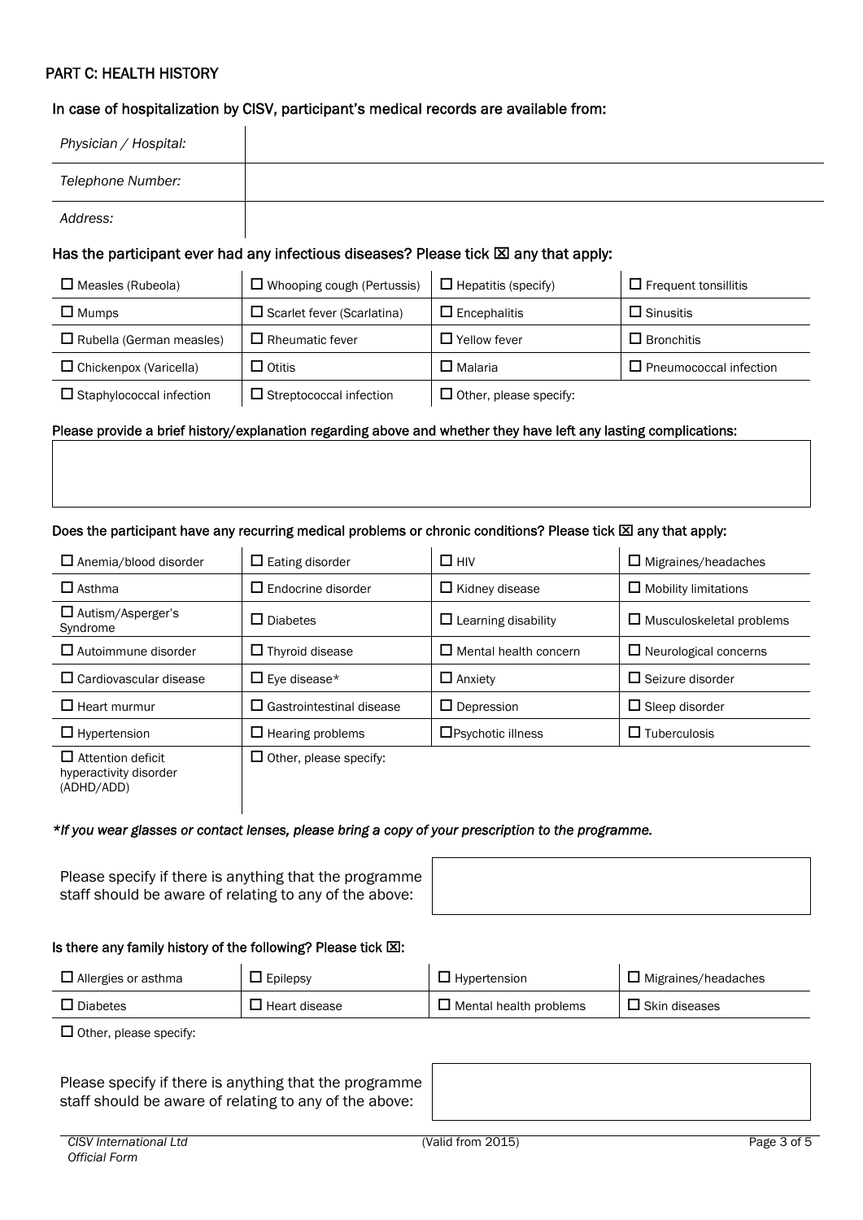## PART C: HEALTH HISTORY

### In case of hospitalization by CISV, participant's medical records are available from:

| | |
|---|---|
| *Physician / Hospital:* | |
| *Telephone Number:* | |
| *Address:* | |

### Has the participant ever had any infectious diseases? Please tick ☒ any that apply:

| | | | |
|---|---|---|---|
| ☐ Measles (Rubeola) | ☐ Whooping cough (Pertussis) | ☐ Hepatitis (specify) | ☐ Frequent tonsillitis |
| ☐ Mumps | ☐ Scarlet fever (Scarlatina) | ☐ Encephalitis | ☐ Sinusitis |
| ☐ Rubella (German measles) | ☐ Rheumatic fever | ☐ Yellow fever | ☐ Bronchitis |
| ☐ Chickenpox (Varicella) | ☐ Otitis | ☐ Malaria | ☐ Pneumococcal infection |
| ☐ Staphylococcal infection | ☐ Streptococcal infection | ☐ Other, please specify: | |

**Please provide a brief history/explanation regarding above and whether they have left any lasting complications:**

| |
|---|
| |

**Does the participant have any recurring medical problems or chronic conditions? Please tick ☒ any that apply:**

| | | | |
|---|---|---|---|
| ☐ Anemia/blood disorder | ☐ Eating disorder | ☐ HIV | ☐ Migraines/headaches |
| ☐ Asthma | ☐ Endocrine disorder | ☐ Kidney disease | ☐ Mobility limitations |
| ☐ Autism/Asperger's Syndrome | ☐ Diabetes | ☐ Learning disability | ☐ Musculoskeletal problems |
| ☐ Autoimmune disorder | ☐ Thyroid disease | ☐ Mental health concern | ☐ Neurological concerns |
| ☐ Cardiovascular disease | ☐ Eye disease* | ☐ Anxiety | ☐ Seizure disorder |
| ☐ Heart murmur | ☐ Gastrointestinal disease | ☐ Depression | ☐ Sleep disorder |
| ☐ Hypertension | ☐ Hearing problems | ☐ Psychotic illness | ☐ Tuberculosis |
| ☐ Attention deficit hyperactivity disorder (ADHD/ADD) | ☐ Other, please specify: | | |

*\*If you wear glasses or contact lenses, please bring a copy of your prescription to the programme.*

| | |
|---|---|
| Please specify if there is anything that the programme staff should be aware of relating to any of the above: | |

**Is there any family history of the following? Please tick ☒:**

| | | | |
|---|---|---|---|
| ☐ Allergies or asthma | ☐ Epilepsy | ☐ Hypertension | ☐ Migraines/headaches |
| ☐ Diabetes | ☐ Heart disease | ☐ Mental health problems | ☐ Skin diseases |

☐ Other, please specify:

| | |
|---|---|
| Please specify if there is anything that the programme staff should be aware of relating to any of the above: | |

*CISV International Ltd*
*Official Form*

(Valid from 2015)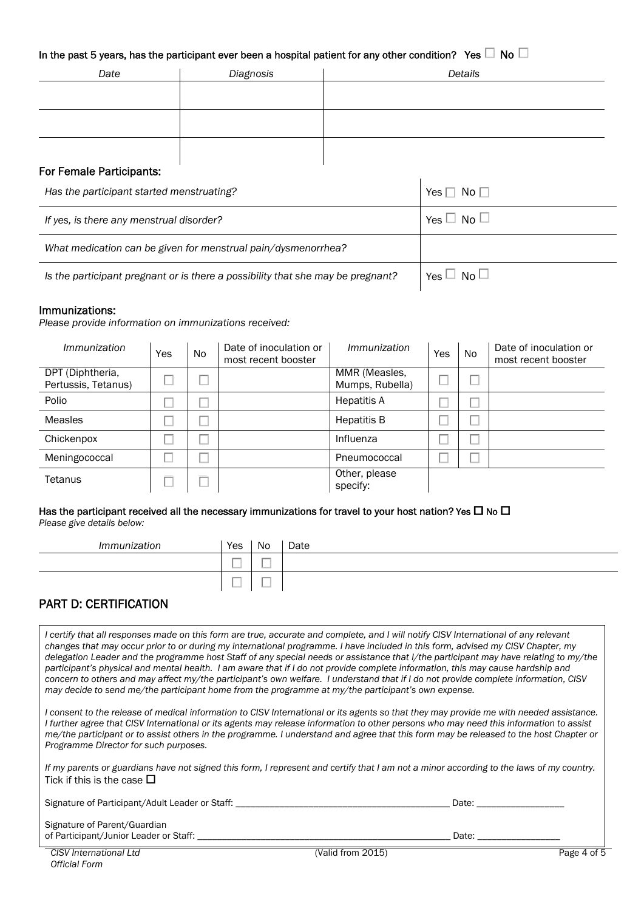**In the past 5 years, has the participant ever been a hospital patient for any other condition? Yes ☐ No ☐**

| *Date* | *Diagnosis* | *Details* |
|---|---|---|
| | | |
| | | |
| | | |

### For Female Participants:

| | |
|---|---|
| *Has the participant started menstruating?* | Yes ☐ No ☐ |
| *If yes, is there any menstrual disorder?* | Yes ☐ No ☐ |
| *What medication can be given for menstrual pain/dysmenorrhea?* | |
| *Is the participant pregnant or is there a possibility that she may be pregnant?* | Yes ☐ No ☐ |

### Immunizations:

*Please provide information on immunizations received:*

| *Immunization* | Yes | No | Date of inoculation or most recent booster | *Immunization* | Yes | No | Date of inoculation or most recent booster |
|---|---|---|---|---|---|---|---|
| DPT (Diphtheria, Pertussis, Tetanus) | ☐ | ☐ | | MMR (Measles, Mumps, Rubella) | ☐ | ☐ | |
| Polio | ☐ | ☐ | | Hepatitis A | ☐ | ☐ | |
| Measles | ☐ | ☐ | | Hepatitis B | ☐ | ☐ | |
| Chickenpox | ☐ | ☐ | | Influenza | ☐ | ☐ | |
| Meningococcal | ☐ | ☐ | | Pneumococcal | ☐ | ☐ | |
| Tetanus | ☐ | ☐ | | Other, please specify: | | | |

**Has the participant received all the necessary immunizations for travel to your host nation? Yes ☐ No ☐**
*Please give details below:*

| *Immunization* | Yes | No | Date |
|---|---|---|---|
| | ☐ | ☐ | |
| | ☐ | ☐ | |

## PART D: CERTIFICATION

*I certify that all responses made on this form are true, accurate and complete, and I will notify CISV International of any relevant changes that may occur prior to or during my international programme. I have included in this form, advised my CISV Chapter, my delegation Leader and the programme host Staff of any special needs or assistance that I/the participant may have relating to my/the participant's physical and mental health. I am aware that if I do not provide complete information, this may cause hardship and concern to others and may affect my/the participant's own welfare. I understand that if I do not provide complete information, CISV may decide to send me/the participant home from the programme at my/the participant's own expense.*

*I consent to the release of medical information to CISV International or its agents so that they may provide me with needed assistance. I further agree that CISV International or its agents may release information to other persons who may need this information to assist me/the participant or to assist others in the programme. I understand and agree that this form may be released to the host Chapter or Programme Director for such purposes.*

*If my parents or guardians have not signed this form, I represent and certify that I am not a minor according to the laws of my country.*
Tick if this is the case ☐

Signature of Participant/Adult Leader or Staff: ____________________________________________ Date: __________________

Signature of Parent/Guardian
of Participant/Junior Leader or Staff: ______________________________________________________ Date: _________________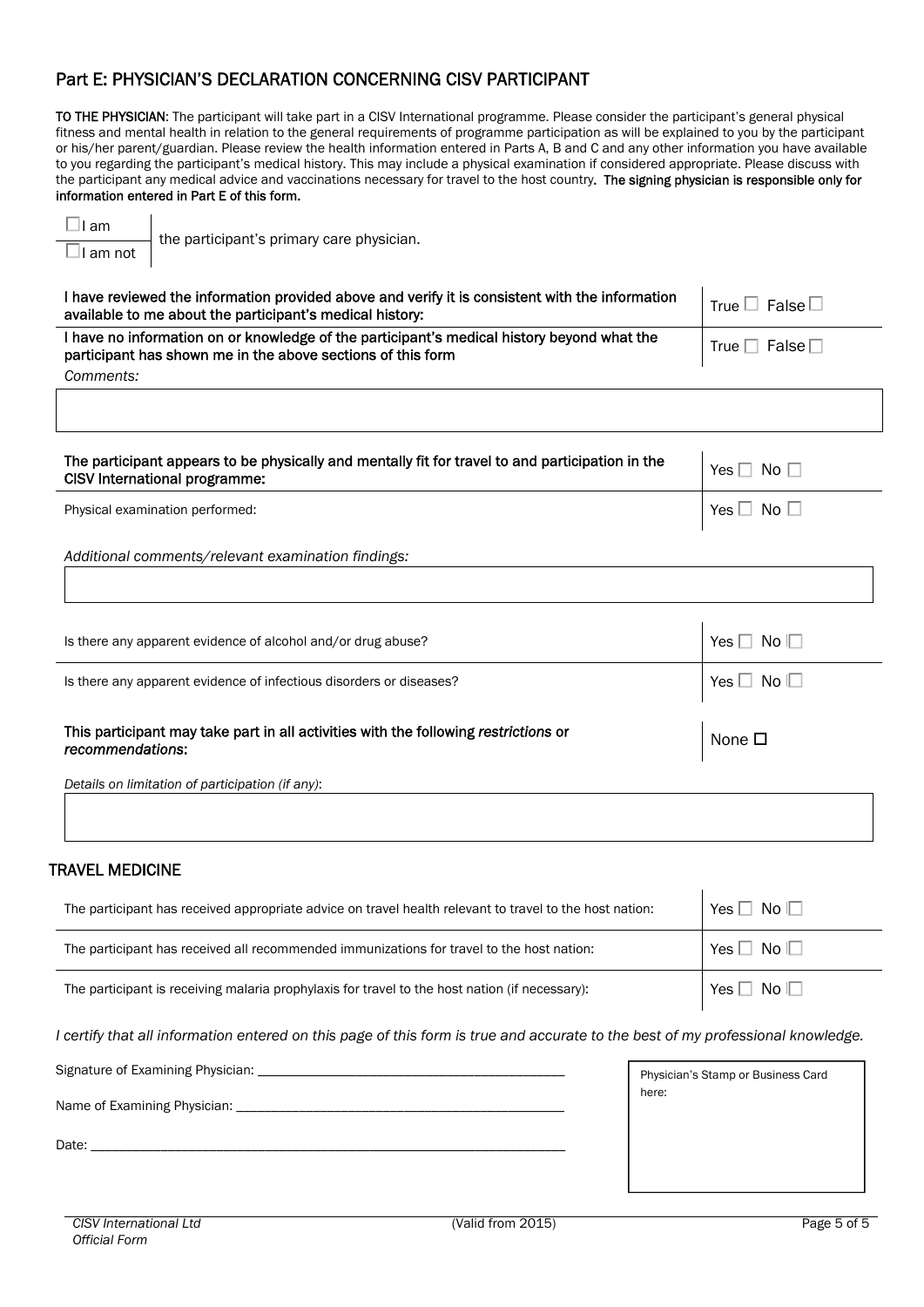## Part E: PHYSICIAN'S DECLARATION CONCERNING CISV PARTICIPANT

**TO THE PHYSICIAN**: The participant will take part in a CISV International programme. Please consider the participant's general physical fitness and mental health in relation to the general requirements of programme participation as will be explained to you by the participant or his/her parent/guardian. Please review the health information entered in Parts A, B and C and any other information you have available to you regarding the participant's medical history. This may include a physical examination if considered appropriate. Please discuss with the participant any medical advice and vaccinations necessary for travel to the host country. **The signing physician is responsible only for information entered in Part E of this form.**

| | |
|---|---|
| ☐ I am<br>☐ I am not | the participant's primary care physician. |

| | |
|---|---|
| **I have reviewed the information provided above and verify it is consistent with the information available to me about the participant's medical history:** | True ☐ False ☐ |
| **I have no information on or knowledge of the participant's medical history beyond what the participant has shown me in the above sections of this form** | True ☐ False ☐ |

*Comments:*

| |
|---|
| |

| | |
|---|---|
| **The participant appears to be physically and mentally fit for travel to and participation in the CISV International programme:** | Yes ☐ No ☐ |
| Physical examination performed: | Yes ☐ No ☐ |

*Additional comments/relevant examination findings:*

| |
|---|
| |

| | |
|---|---|
| Is there any apparent evidence of alcohol and/or drug abuse? | Yes ☐ No ☐ |
| Is there any apparent evidence of infectious disorders or diseases? | Yes ☐ No ☐ |
| **This participant may take part in all activities with the following *restrictions* or *recommendations*:** | None ☐ |

*Details on limitation of participation (if any)*:

| |
|---|
| |

### TRAVEL MEDICINE

| | |
|---|---|
| The participant has received appropriate advice on travel health relevant to travel to the host nation: | Yes ☐ No ☐ |
| The participant has received all recommended immunizations for travel to the host nation: | Yes ☐ No ☐ |
| The participant is receiving malaria prophylaxis for travel to the host nation (if necessary): | Yes ☐ No ☐ |

*I certify that all information entered on this page of this form is true and accurate to the best of my professional knowledge.*

Signature of Examining Physician: ____________________________________________

Name of Examining Physician: ______________________________________________

Date: ___________________________________________________________________

| |
|---|
| Physician's Stamp or Business Card here: |

*CISV International Ltd*
*Official Form*

(Valid from 2015)